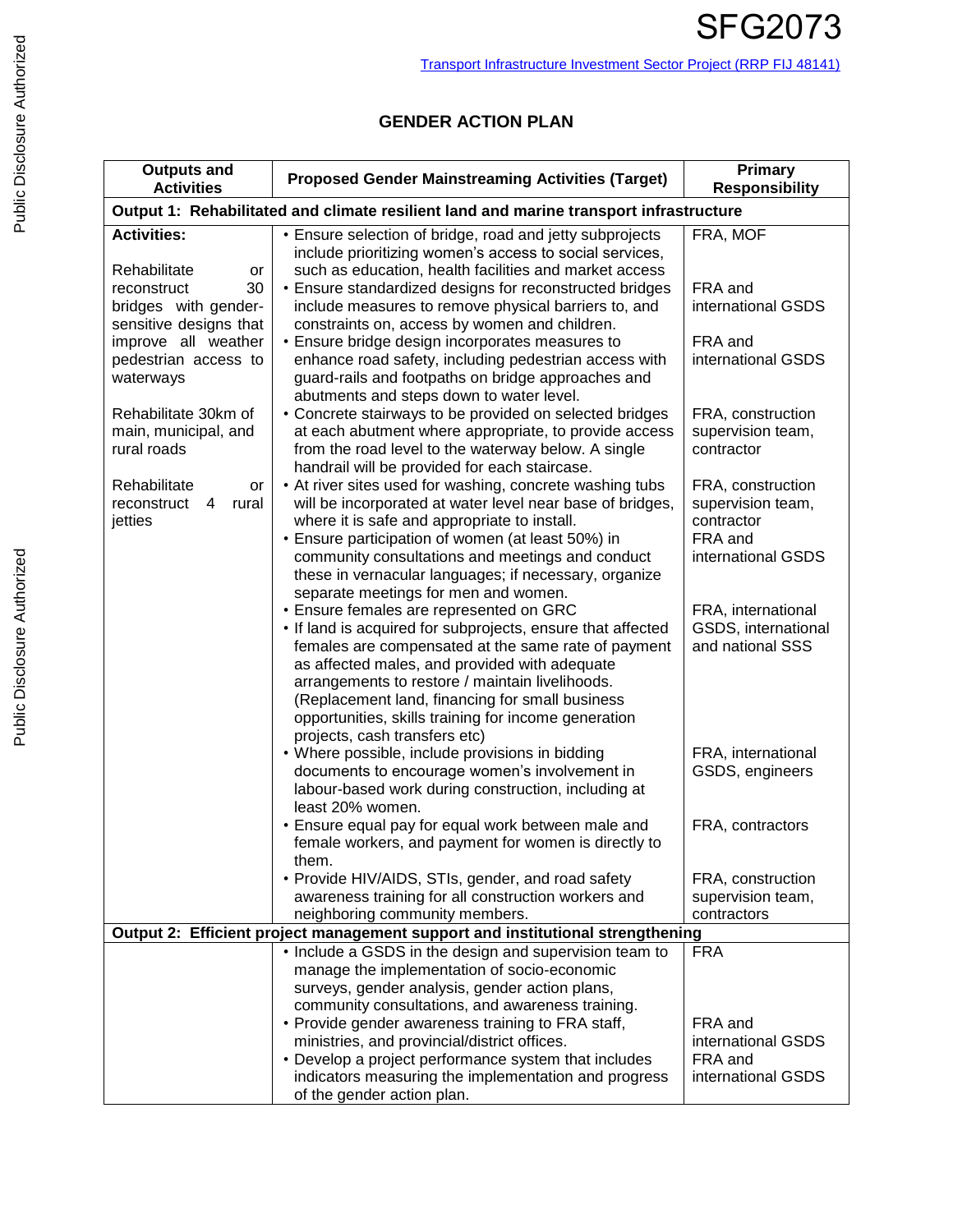SFG2073

Transport Infrastructure Investment Sector Project (RRP FIJ 48141)

## GENDER ACTION PLAN

| Outputs and Activities | Proposed Gender Mainstreaming Activities (Target) | Primary Responsibility |
|---|---|---|
| **Output 1: Rehabilitated and climate resilient land and marine transport infrastructure** | | |
| **Activities:**<br><br>Rehabilitate or reconstruct 30 bridges with gender-sensitive designs that improve all weather pedestrian access to waterways<br><br>Rehabilitate 30km of main, municipal, and rural roads<br><br>Rehabilitate or reconstruct 4 rural jetties | • Ensure selection of bridge, road and jetty subprojects include prioritizing women's access to social services, such as education, health facilities and market access | FRA, MOF |
| | • Ensure standardized designs for reconstructed bridges include measures to remove physical barriers to, and constraints on, access by women and children. | FRA and international GSDS |
| | • Ensure bridge design incorporates measures to enhance road safety, including pedestrian access with guard-rails and footpaths on bridge approaches and abutments and steps down to water level. | FRA and international GSDS |
| | • Concrete stairways to be provided on selected bridges at each abutment where appropriate, to provide access from the road level to the waterway below. A single handrail will be provided for each staircase. | FRA, construction supervision team, contractor |
| | • At river sites used for washing, concrete washing tubs will be incorporated at water level near base of bridges, where it is safe and appropriate to install. | FRA, construction supervision team, contractor |
| | • Ensure participation of women (at least 50%) in community consultations and meetings and conduct these in vernacular languages; if necessary, organize separate meetings for men and women. | FRA and international GSDS |
| | • Ensure females are represented on GRC<br>• If land is acquired for subprojects, ensure that affected females are compensated at the same rate of payment as affected males, and provided with adequate arrangements to restore / maintain livelihoods. (Replacement land, financing for small business opportunities, skills training for income generation projects, cash transfers etc) | FRA, international GSDS, international and national SSS |
| | • Where possible, include provisions in bidding documents to encourage women's involvement in labour-based work during construction, including at least 20% women. | FRA, international GSDS, engineers |
| | • Ensure equal pay for equal work between male and female workers, and payment for women is directly to them. | FRA, contractors |
| | • Provide HIV/AIDS, STIs, gender, and road safety awareness training for all construction workers and neighboring community members. | FRA, construction supervision team, contractors |
| **Output 2: Efficient project management support and institutional strengthening** | | |
| | • Include a GSDS in the design and supervision team to manage the implementation of socio-economic surveys, gender analysis, gender action plans, community consultations, and awareness training. | FRA |
| | • Provide gender awareness training to FRA staff, ministries, and provincial/district offices. | FRA and international GSDS |
| | • Develop a project performance system that includes indicators measuring the implementation and progress of the gender action plan. | FRA and international GSDS |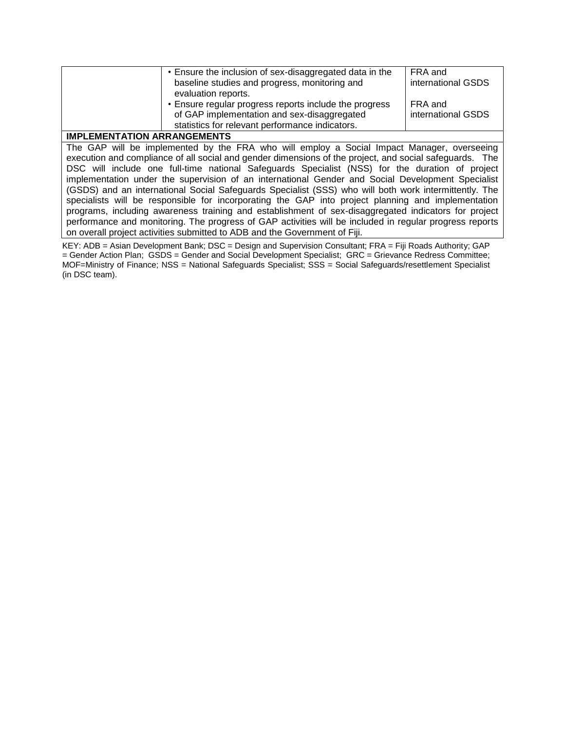| | | |
|---|---|---|
| | • Ensure the inclusion of sex-disaggregated data in the baseline studies and progress, monitoring and evaluation reports.<br>• Ensure regular progress reports include the progress of GAP implementation and sex-disaggregated statistics for relevant performance indicators. | FRA and international GSDS<br><br>FRA and international GSDS |
| **IMPLEMENTATION ARRANGEMENTS** | | |
| The GAP will be implemented by the FRA who will employ a Social Impact Manager, overseeing execution and compliance of all social and gender dimensions of the project, and social safeguards. The DSC will include one full-time national Safeguards Specialist (NSS) for the duration of project implementation under the supervision of an international Gender and Social Development Specialist (GSDS) and an international Social Safeguards Specialist (SSS) who will both work intermittently. The specialists will be responsible for incorporating the GAP into project planning and implementation programs, including awareness training and establishment of sex-disaggregated indicators for project performance and monitoring. The progress of GAP activities will be included in regular progress reports on overall project activities submitted to ADB and the Government of Fiji. | | |

KEY: ADB = Asian Development Bank; DSC = Design and Supervision Consultant; FRA = Fiji Roads Authority; GAP = Gender Action Plan; GSDS = Gender and Social Development Specialist; GRC = Grievance Redress Committee; MOF=Ministry of Finance; NSS = National Safeguards Specialist; SSS = Social Safeguards/resettlement Specialist (in DSC team).